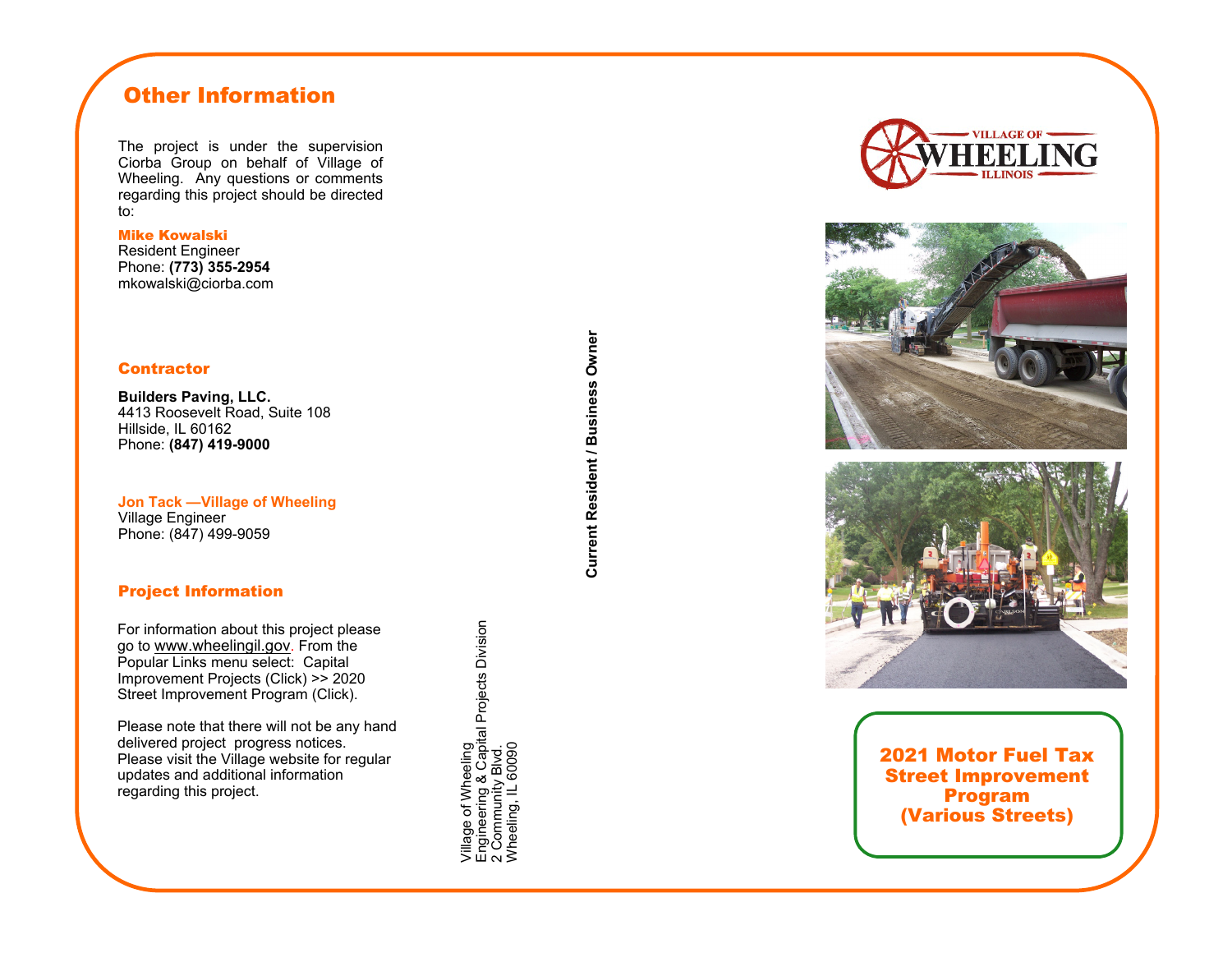## Other Information

The project is under the supervision Ciorba Group on behalf of Village of Wheeling. Any questions or comments regarding this project should be directed to:

**Mike Kowalski**
Resident Engineer
Phone: **(773) 355-2954**
mkowalski@ciorba.com

### Contractor

**Builders Paving, LLC.**
4413 Roosevelt Road, Suite 108
Hillside, IL 60162
Phone: **(847) 419-9000**

**Jon Tack —Village of Wheeling**
Village Engineer
Phone: (847) 499-9059

### Project Information

For information about this project please go to www.wheelingil.gov. From the Popular Links menu select: Capital Improvement Projects (Click) >> 2020 Street Improvement Program (Click).

Please note that there will not be any hand delivered project progress notices. Please visit the Village website for regular updates and additional information regarding this project.

Village of Wheeling
Engineering & Capital Projects Division
2 Community Blvd.
Wheeling, IL 60090

**Current Resident / Business Owner**

VILLAGE OF WHEELING ILLINOIS

**2021 Motor Fuel Tax Street Improvement Program (Various Streets)**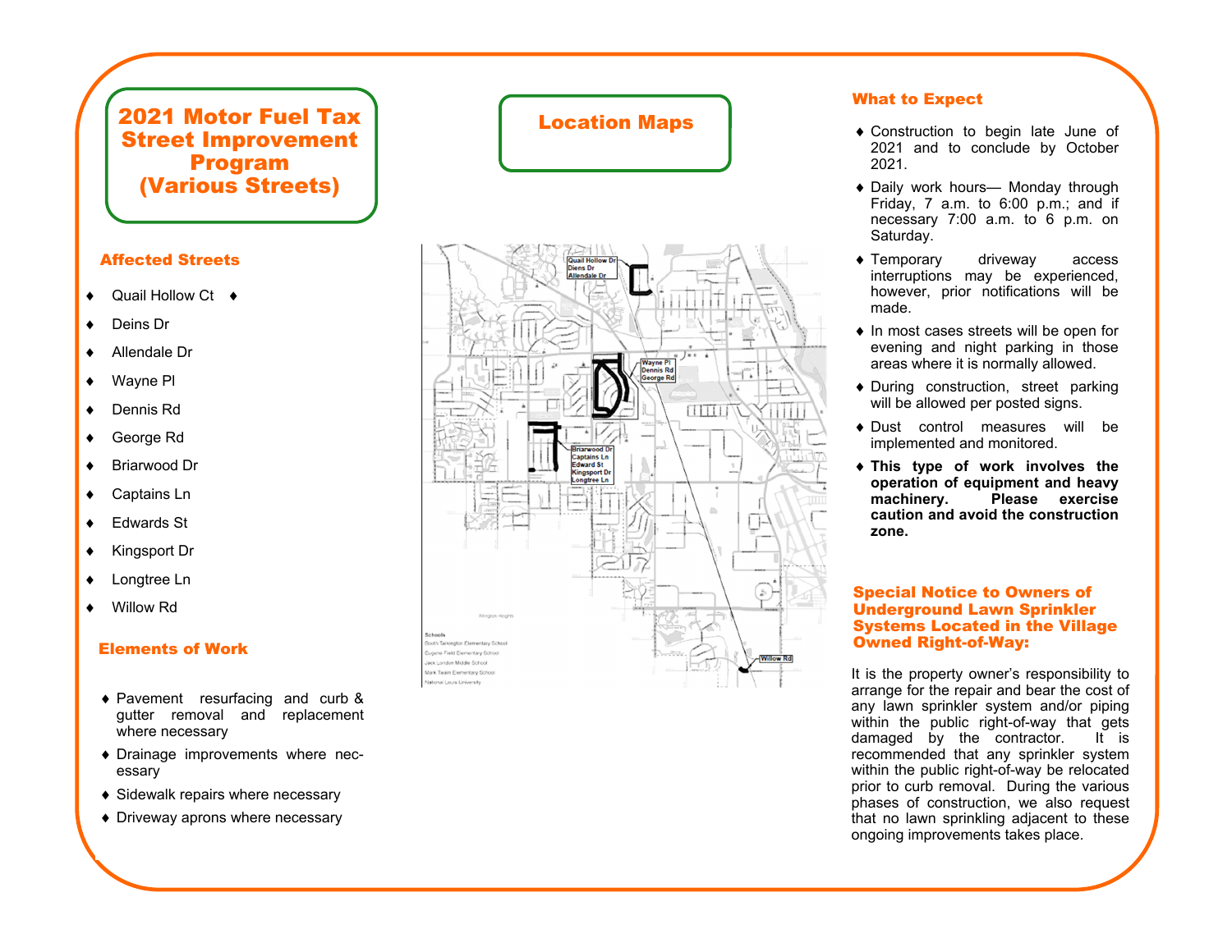# 2021 Motor Fuel Tax Street Improvement Program (Various Streets)

## Affected Streets

- Quail Hollow Ct ♦
- Deins Dr
- Allendale Dr
- Wayne Pl
- Dennis Rd
- George Rd
- Briarwood Dr
- Captains Ln
- Edwards St
- Kingsport Dr
- Longtree Ln
- Willow Rd

## Elements of Work

- Pavement resurfacing and curb & gutter removal and replacement where necessary
- Drainage improvements where necessary
- Sidewalk repairs where necessary
- Driveway aprons where necessary

## Location Maps

Quail Hollow Dr
Diens Dr
Allendale Dr

Wayne Pl
Dennis Rd
George Rd

Briarwood Dr
Captains Ln
Edward St
Kingsport Dr
Longtree Ln

Willow Rd

Arlington Heights

Schools
Booth Tarkington Elementary School
Eugene Field Elementary School
Jack London Middle School
Mark Twain Elementary School
National Louis University

## What to Expect

- Construction to begin late June of 2021 and to conclude by October 2021.
- Daily work hours— Monday through Friday, 7 a.m. to 6:00 p.m.; and if necessary 7:00 a.m. to 6 p.m. on Saturday.
- Temporary driveway access interruptions may be experienced, however, prior notifications will be made.
- In most cases streets will be open for evening and night parking in those areas where it is normally allowed.
- During construction, street parking will be allowed per posted signs.
- Dust control measures will be implemented and monitored.
- **This type of work involves the operation of equipment and heavy machinery. Please exercise caution and avoid the construction zone.**

## Special Notice to Owners of Underground Lawn Sprinkler Systems Located in the Village Owned Right-of-Way:

It is the property owner's responsibility to arrange for the repair and bear the cost of any lawn sprinkler system and/or piping within the public right-of-way that gets damaged by the contractor. It is recommended that any sprinkler system within the public right-of-way be relocated prior to curb removal. During the various phases of construction, we also request that no lawn sprinkling adjacent to these ongoing improvements takes place.